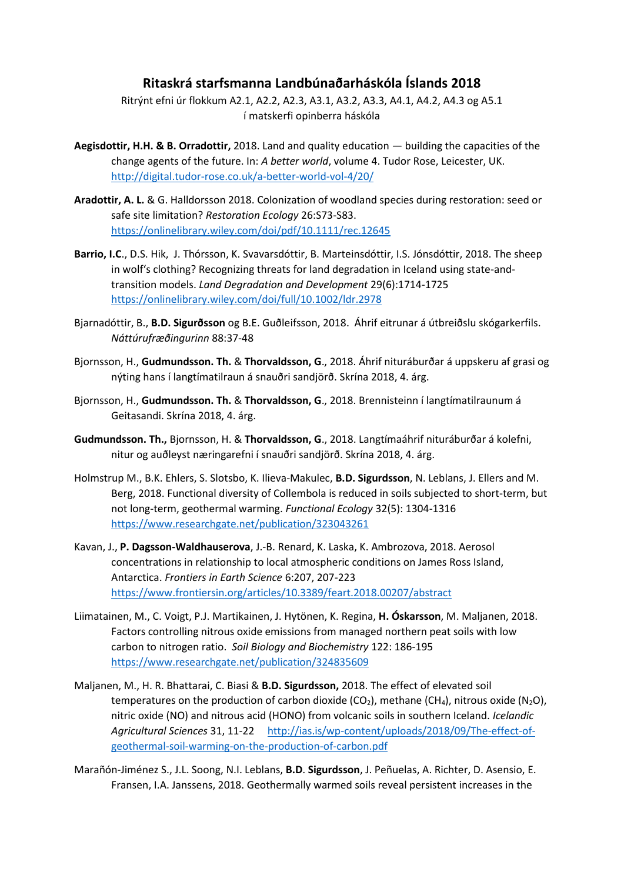# Ritaskrá starfsmanna Landbúnaðarháskóla Íslands 2018

Ritrýnt efni úr flokkum A2.1, A2.2, A2.3, A3.1, A3.2, A3.3, A4.1, A4.2, A4.3 og A5.1 í matskerfi opinberra háskóla

**Aegisdottir, H.H. & B. Orradottir,** 2018. Land and quality education — building the capacities of the change agents of the future. In: *A better world*, volume 4. Tudor Rose, Leicester, UK. http://digital.tudor-rose.co.uk/a-better-world-vol-4/20/

**Aradottir, A. L.** & G. Halldorsson 2018. Colonization of woodland species during restoration: seed or safe site limitation? *Restoration Ecology* 26:S73-S83. https://onlinelibrary.wiley.com/doi/pdf/10.1111/rec.12645

**Barrio, I.C**., D.S. Hik, J. Thórsson, K. Svavarsdóttir, B. Marteinsdóttir, I.S. Jónsdóttir, 2018. The sheep in wolf's clothing? Recognizing threats for land degradation in Iceland using state-and-transition models. *Land Degradation and Development* 29(6):1714-1725 https://onlinelibrary.wiley.com/doi/full/10.1002/ldr.2978

Bjarnadóttir, B., **B.D. Sigurðsson** og B.E. Guðleifsson, 2018. Áhrif eitrunar á útbreiðslu skógarkerfils. *Náttúrufræðingurinn* 88:37-48

Bjornsson, H., **Gudmundsson. Th.** & **Thorvaldsson, G**., 2018. Áhrif niturábruðar á uppskeru af grasi og nýting hans í langtímatilraun á snauðri sandjörð. Skrína 2018, 4. árg.

Bjornsson, H., **Gudmundsson. Th.** & **Thorvaldsson, G**., 2018. Brennisteinn í langtímatilraunum á Geitasandi. Skrína 2018, 4. árg.

**Gudmundsson. Th.,** Bjornsson, H. & **Thorvaldsson, G**., 2018. Langtímaáhrif niturábruðar á kolefni, nitur og auðleyst næringarefni í snauðri sandjörð. Skrína 2018, 4. árg.

Holmstrup M., B.K. Ehlers, S. Slotsbo, K. Ilieva-Makulec, **B.D. Sigurdsson**, N. Leblans, J. Ellers and M. Berg, 2018. Functional diversity of Collembola is reduced in soils subjected to short-term, but not long-term, geothermal warming. *Functional Ecology* 32(5): 1304-1316 https://www.researchgate.net/publication/323043261

Kavan, J., **P. Dagsson-Waldhauserova**, J.-B. Renard, K. Laska, K. Ambrozova, 2018. Aerosol concentrations in relationship to local atmospheric conditions on James Ross Island, Antarctica. *Frontiers in Earth Science* 6:207, 207-223 https://www.frontiersin.org/articles/10.3389/feart.2018.00207/abstract

Liimatainen, M., C. Voigt, P.J. Martikainen, J. Hytönen, K. Regina, **H. Óskarsson**, M. Maljanen, 2018. Factors controlling nitrous oxide emissions from managed northern peat soils with low carbon to nitrogen ratio. *Soil Biology and Biochemistry* 122: 186-195 https://www.researchgate.net/publication/324835609

Maljanen, M., H. R. Bhattarai, C. Biasi & **B.D. Sigurdsson,** 2018. The effect of elevated soil temperatures on the production of carbon dioxide ($CO_2$), methane ($CH_4$), nitrous oxide ($N_2O$), nitric oxide (NO) and nitrous acid (HONO) from volcanic soils in southern Iceland. *Icelandic Agricultural Sciences* 31, 11-22 http://ias.is/wp-content/uploads/2018/09/The-effect-of-geothermal-soil-warming-on-the-production-of-carbon.pdf

Marañón-Jiménez S., J.L. Soong, N.I. Leblans, **B.D**. **Sigurdsson**, J. Peñuelas, A. Richter, D. Asensio, E. Fransen, I.A. Janssens, 2018. Geothermally warmed soils reveal persistent increases in the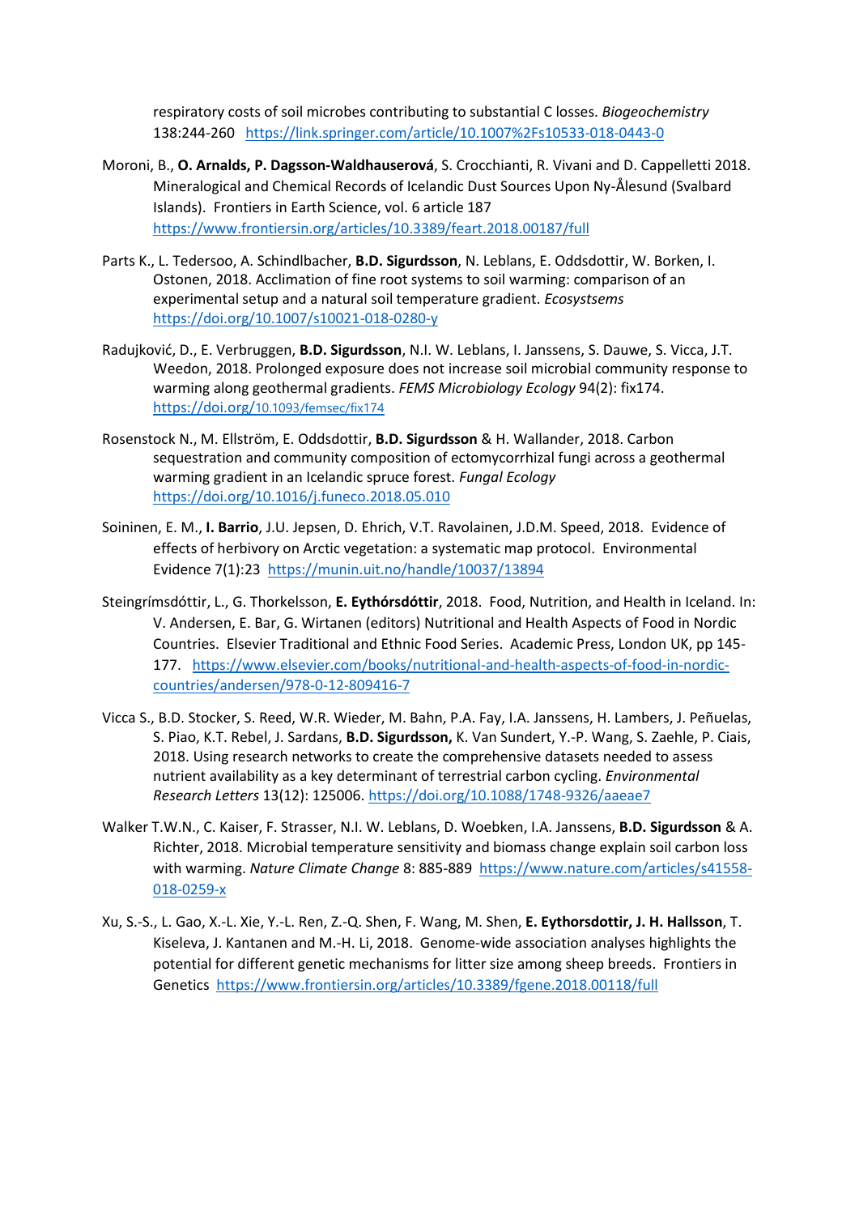respiratory costs of soil microbes contributing to substantial C losses. *Biogeochemistry* 138:244-260 https://link.springer.com/article/10.1007%2Fs10533-018-0443-0

Moroni, B., **O. Arnalds, P. Dagsson-Waldhauserová**, S. Crocchianti, R. Vivani and D. Cappelletti 2018. Mineralogical and Chemical Records of Icelandic Dust Sources Upon Ny-Ålesund (Svalbard Islands). Frontiers in Earth Science, vol. 6 article 187 https://www.frontiersin.org/articles/10.3389/feart.2018.00187/full

Parts K., L. Tedersoo, A. Schindlbacher, **B.D. Sigurdsson**, N. Leblans, E. Oddsdottir, W. Borken, I. Ostonen, 2018. Acclimation of fine root systems to soil warming: comparison of an experimental setup and a natural soil temperature gradient. *Ecosystsems* https://doi.org/10.1007/s10021-018-0280-y

Radujković, D., E. Verbruggen, **B.D. Sigurdsson**, N.I. W. Leblans, I. Janssens, S. Dauwe, S. Vicca, J.T. Weedon, 2018. Prolonged exposure does not increase soil microbial community response to warming along geothermal gradients. *FEMS Microbiology Ecology* 94(2): fix174. https://doi.org/10.1093/femsec/fix174

Rosenstock N., M. Ellström, E. Oddsdottir, **B.D. Sigurdsson** & H. Wallander, 2018. Carbon sequestration and community composition of ectomycorrhizal fungi across a geothermal warming gradient in an Icelandic spruce forest. *Fungal Ecology* https://doi.org/10.1016/j.funeco.2018.05.010

Soininen, E. M., **I. Barrio**, J.U. Jepsen, D. Ehrich, V.T. Ravolainen, J.D.M. Speed, 2018. Evidence of effects of herbivory on Arctic vegetation: a systematic map protocol. Environmental Evidence 7(1):23 https://munin.uit.no/handle/10037/13894

Steingrímsdóttir, L., G. Thorkelsson, **E. Eythórsdóttir**, 2018. Food, Nutrition, and Health in Iceland. In: V. Andersen, E. Bar, G. Wirtanen (editors) Nutritional and Health Aspects of Food in Nordic Countries. Elsevier Traditional and Ethnic Food Series. Academic Press, London UK, pp 145-177. https://www.elsevier.com/books/nutritional-and-health-aspects-of-food-in-nordic-countries/andersen/978-0-12-809416-7

Vicca S., B.D. Stocker, S. Reed, W.R. Wieder, M. Bahn, P.A. Fay, I.A. Janssens, H. Lambers, J. Peñuelas, S. Piao, K.T. Rebel, J. Sardans, **B.D. Sigurdsson,** K. Van Sundert, Y.-P. Wang, S. Zaehle, P. Ciais, 2018. Using research networks to create the comprehensive datasets needed to assess nutrient availability as a key determinant of terrestrial carbon cycling. *Environmental Research Letters* 13(12): 125006. https://doi.org/10.1088/1748-9326/aaeae7

Walker T.W.N., C. Kaiser, F. Strasser, N.I. W. Leblans, D. Woebken, I.A. Janssens, **B.D. Sigurdsson** & A. Richter, 2018. Microbial temperature sensitivity and biomass change explain soil carbon loss with warming. *Nature Climate Change* 8: 885-889 https://www.nature.com/articles/s41558-018-0259-x

Xu, S.-S., L. Gao, X.-L. Xie, Y.-L. Ren, Z.-Q. Shen, F. Wang, M. Shen, **E. Eythorsdottir, J. H. Hallsson**, T. Kiseleva, J. Kantanen and M.-H. Li, 2018. Genome-wide association analyses highlights the potential for different genetic mechanisms for litter size among sheep breeds. Frontiers in Genetics https://www.frontiersin.org/articles/10.3389/fgene.2018.00118/full